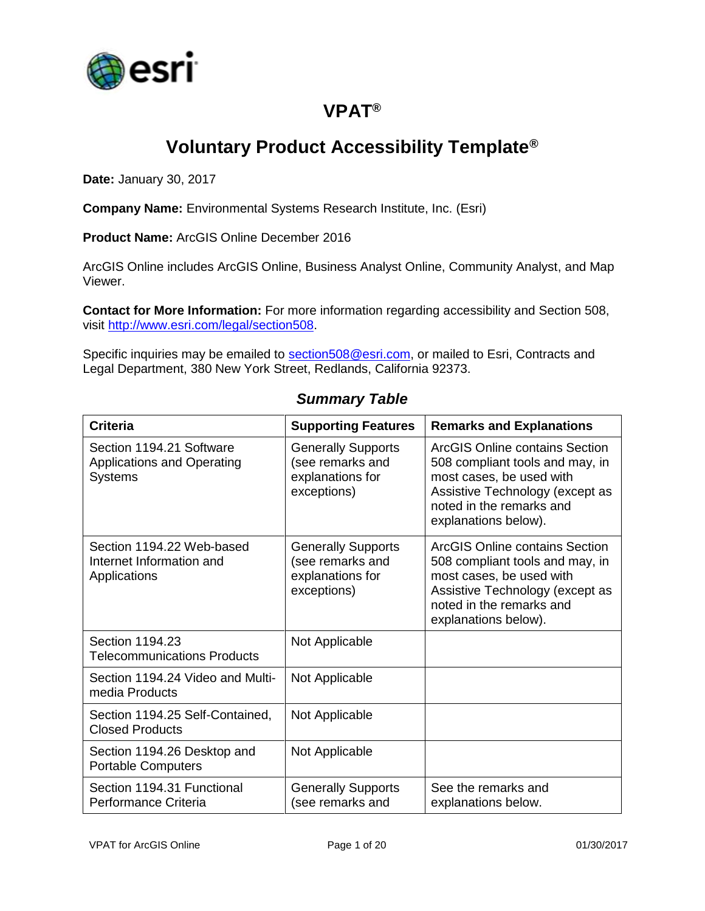# VPAT®

## Voluntary Product Accessibility Template®

**Date:** January 30, 2017

**Company Name:** Environmental Systems Research Institute, Inc. (Esri)

**Product Name:** ArcGIS Online December 2016

ArcGIS Online includes ArcGIS Online, Business Analyst Online, Community Analyst, and Map Viewer.

**Contact for More Information:** For more information regarding accessibility and Section 508, visit http://www.esri.com/legal/section508.

Specific inquiries may be emailed to section508@esri.com, or mailed to Esri, Contracts and Legal Department, 380 New York Street, Redlands, California 92373.

### *Summary Table*

| Criteria | Supporting Features | Remarks and Explanations |
|---|---|---|
| Section 1194.21 Software Applications and Operating Systems | Generally Supports (see remarks and explanations for exceptions) | ArcGIS Online contains Section 508 compliant tools and may, in most cases, be used with Assistive Technology (except as noted in the remarks and explanations below). |
| Section 1194.22 Web-based Internet Information and Applications | Generally Supports (see remarks and explanations for exceptions) | ArcGIS Online contains Section 508 compliant tools and may, in most cases, be used with Assistive Technology (except as noted in the remarks and explanations below). |
| Section 1194.23 Telecommunications Products | Not Applicable | |
| Section 1194.24 Video and Multi-media Products | Not Applicable | |
| Section 1194.25 Self-Contained, Closed Products | Not Applicable | |
| Section 1194.26 Desktop and Portable Computers | Not Applicable | |
| Section 1194.31 Functional Performance Criteria | Generally Supports (see remarks and | See the remarks and explanations below. |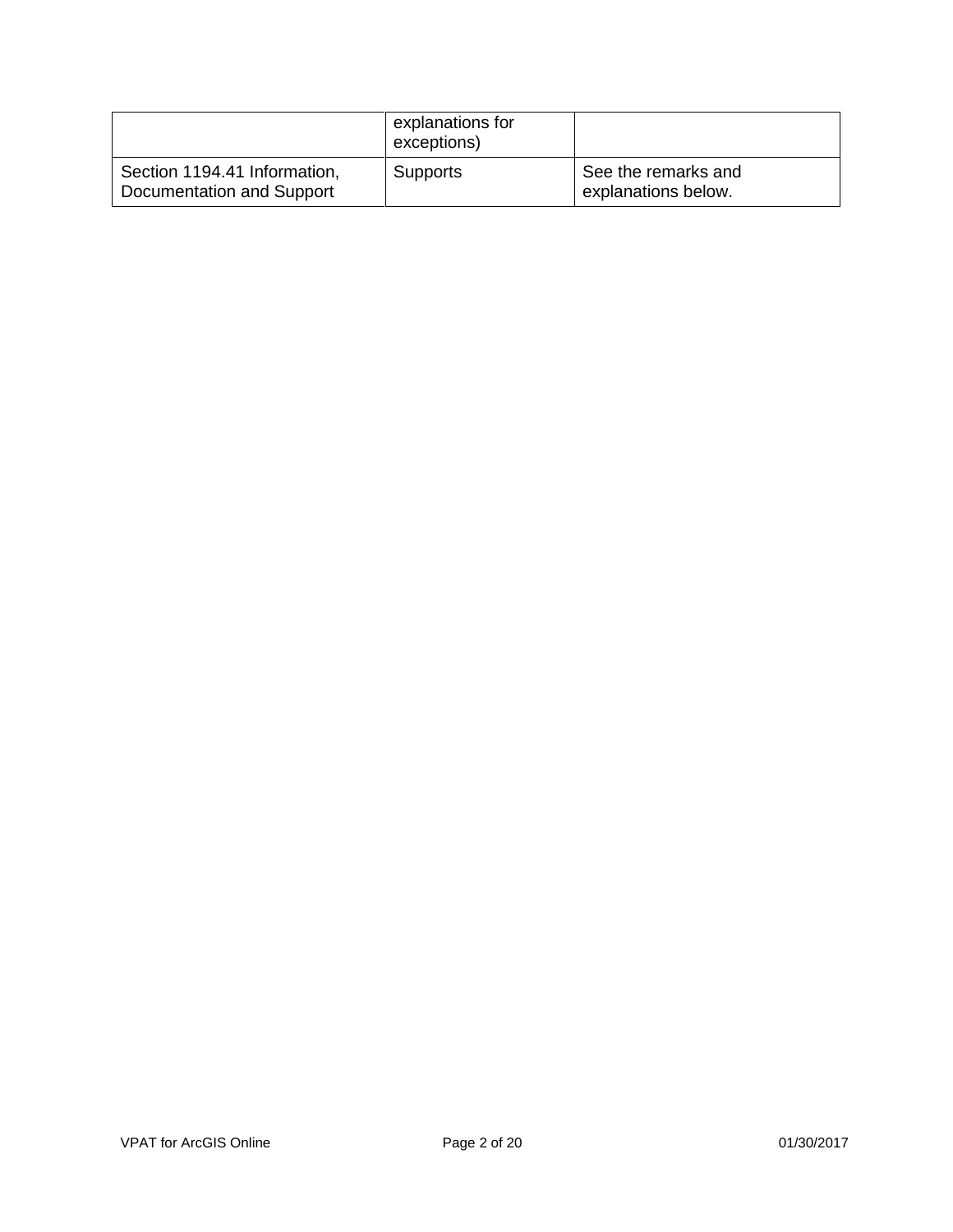| | | |
|---|---|---|
| | explanations for exceptions) | |
| Section 1194.41 Information, Documentation and Support | Supports | See the remarks and explanations below. |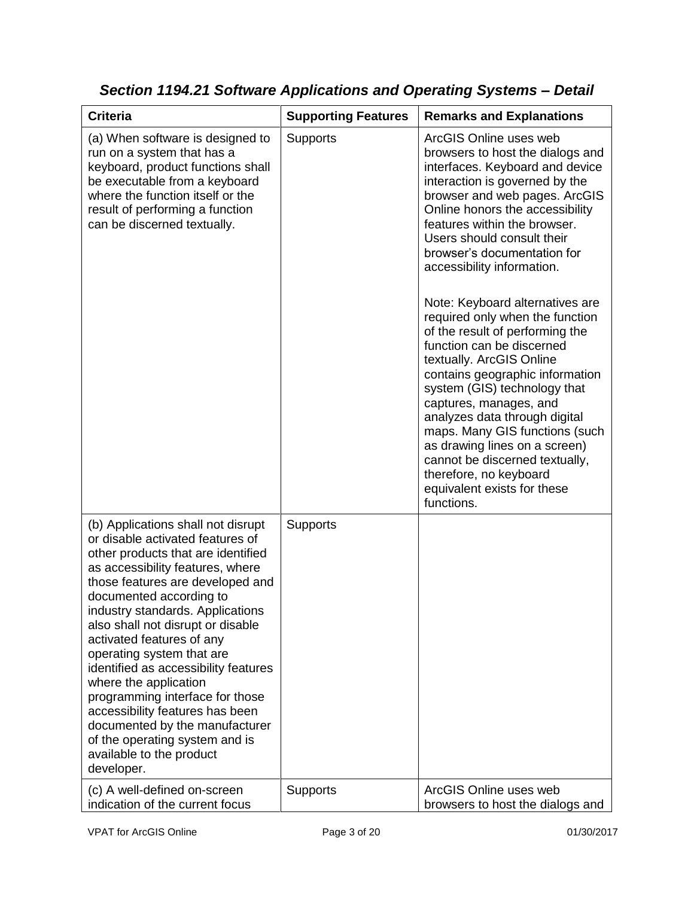## *Section 1194.21 Software Applications and Operating Systems – Detail*

| Criteria | Supporting Features | Remarks and Explanations |
| --- | --- | --- |
| (a) When software is designed to run on a system that has a keyboard, product functions shall be executable from a keyboard where the function itself or the result of performing a function can be discerned textually. | Supports | ArcGIS Online uses web browsers to host the dialogs and interfaces. Keyboard and device interaction is governed by the browser and web pages. ArcGIS Online honors the accessibility features within the browser. Users should consult their browser's documentation for accessibility information.<br><br>Note: Keyboard alternatives are required only when the function of the result of performing the function can be discerned textually. ArcGIS Online contains geographic information system (GIS) technology that captures, manages, and analyzes data through digital maps. Many GIS functions (such as drawing lines on a screen) cannot be discerned textually, therefore, no keyboard equivalent exists for these functions. |
| (b) Applications shall not disrupt or disable activated features of other products that are identified as accessibility features, where those features are developed and documented according to industry standards. Applications also shall not disrupt or disable activated features of any operating system that are identified as accessibility features where the application programming interface for those accessibility features has been documented by the manufacturer of the operating system and is available to the product developer. | Supports | |
| (c) A well-defined on-screen indication of the current focus | Supports | ArcGIS Online uses web browsers to host the dialogs and |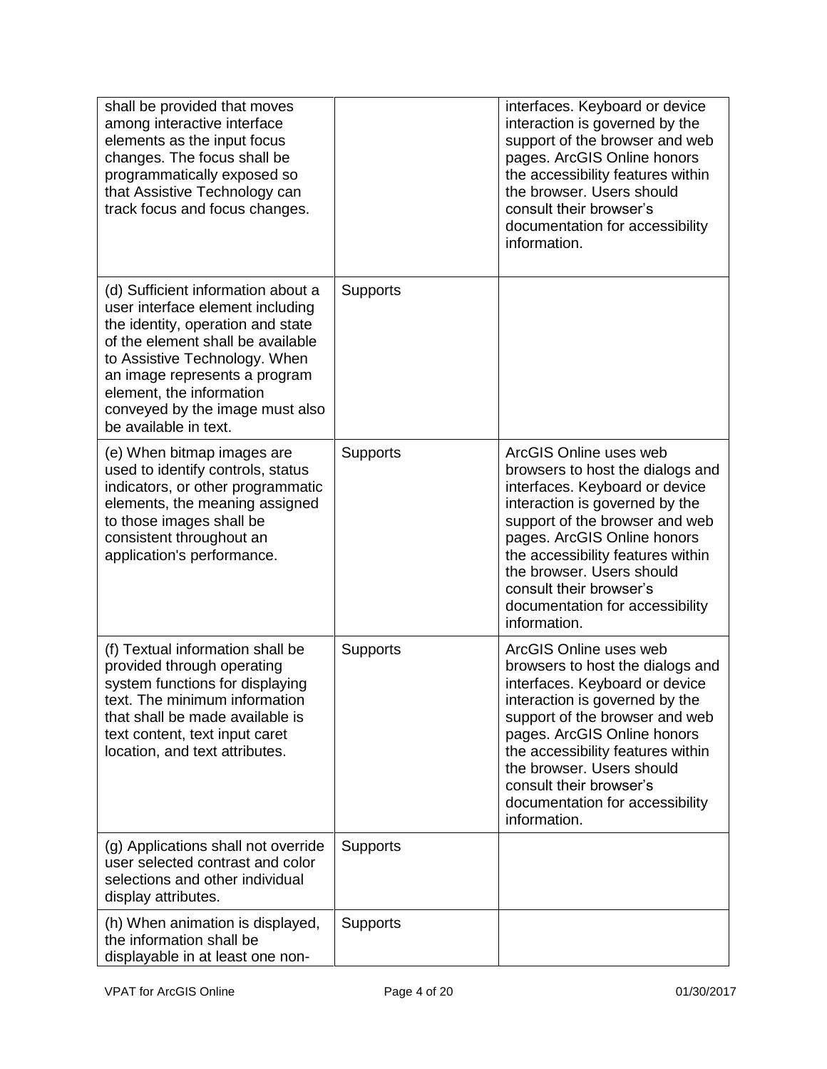| | | |
|---|---|---|
| shall be provided that moves among interactive interface elements as the input focus changes. The focus shall be programmatically exposed so that Assistive Technology can track focus and focus changes. | | interfaces. Keyboard or device interaction is governed by the support of the browser and web pages. ArcGIS Online honors the accessibility features within the browser. Users should consult their browser's documentation for accessibility information. |
| (d) Sufficient information about a user interface element including the identity, operation and state of the element shall be available to Assistive Technology. When an image represents a program element, the information conveyed by the image must also be available in text. | Supports | |
| (e) When bitmap images are used to identify controls, status indicators, or other programmatic elements, the meaning assigned to those images shall be consistent throughout an application's performance. | Supports | ArcGIS Online uses web browsers to host the dialogs and interfaces. Keyboard or device interaction is governed by the support of the browser and web pages. ArcGIS Online honors the accessibility features within the browser. Users should consult their browser's documentation for accessibility information. |
| (f) Textual information shall be provided through operating system functions for displaying text. The minimum information that shall be made available is text content, text input caret location, and text attributes. | Supports | ArcGIS Online uses web browsers to host the dialogs and interfaces. Keyboard or device interaction is governed by the support of the browser and web pages. ArcGIS Online honors the accessibility features within the browser. Users should consult their browser's documentation for accessibility information. |
| (g) Applications shall not override user selected contrast and color selections and other individual display attributes. | Supports | |
| (h) When animation is displayed, the information shall be displayable in at least one non- | Supports | |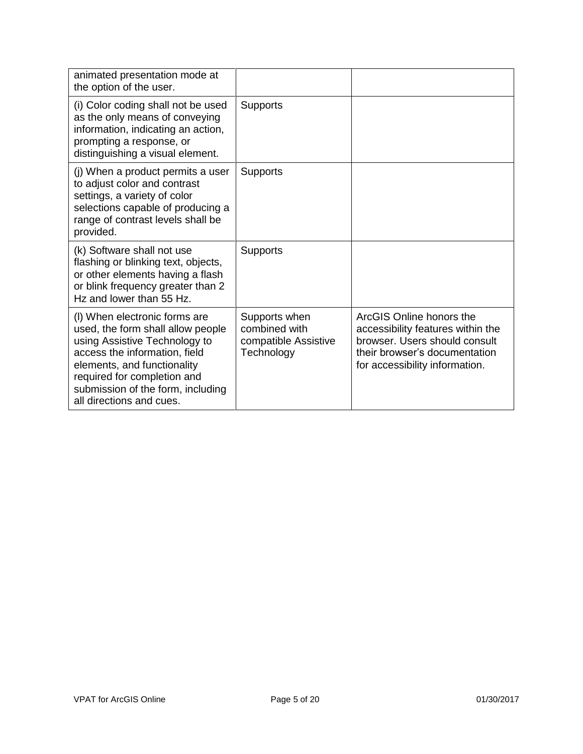| | | |
|---|---|---|
| animated presentation mode at the option of the user. | | |
| (i) Color coding shall not be used as the only means of conveying information, indicating an action, prompting a response, or distinguishing a visual element. | Supports | |
| (j) When a product permits a user to adjust color and contrast settings, a variety of color selections capable of producing a range of contrast levels shall be provided. | Supports | |
| (k) Software shall not use flashing or blinking text, objects, or other elements having a flash or blink frequency greater than 2 Hz and lower than 55 Hz. | Supports | |
| (l) When electronic forms are used, the form shall allow people using Assistive Technology to access the information, field elements, and functionality required for completion and submission of the form, including all directions and cues. | Supports when combined with compatible Assistive Technology | ArcGIS Online honors the accessibility features within the browser. Users should consult their browser's documentation for accessibility information. |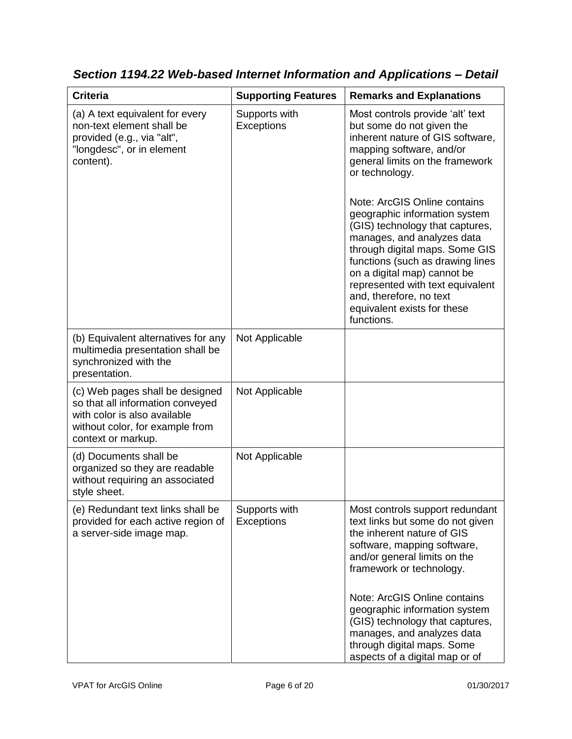### *Section 1194.22 Web-based Internet Information and Applications – Detail*

| Criteria | Supporting Features | Remarks and Explanations |
|---|---|---|
| (a) A text equivalent for every non-text element shall be provided (e.g., via "alt", "longdesc", or in element content). | Supports with Exceptions | Most controls provide 'alt' text but some do not given the inherent nature of GIS software, mapping software, and/or general limits on the framework or technology.<br><br>Note: ArcGIS Online contains geographic information system (GIS) technology that captures, manages, and analyzes data through digital maps. Some GIS functions (such as drawing lines on a digital map) cannot be represented with text equivalent and, therefore, no text equivalent exists for these functions. |
| (b) Equivalent alternatives for any multimedia presentation shall be synchronized with the presentation. | Not Applicable | |
| (c) Web pages shall be designed so that all information conveyed with color is also available without color, for example from context or markup. | Not Applicable | |
| (d) Documents shall be organized so they are readable without requiring an associated style sheet. | Not Applicable | |
| (e) Redundant text links shall be provided for each active region of a server-side image map. | Supports with Exceptions | Most controls support redundant text links but some do not given the inherent nature of GIS software, mapping software, and/or general limits on the framework or technology.<br><br>Note: ArcGIS Online contains geographic information system (GIS) technology that captures, manages, and analyzes data through digital maps. Some aspects of a digital map or of |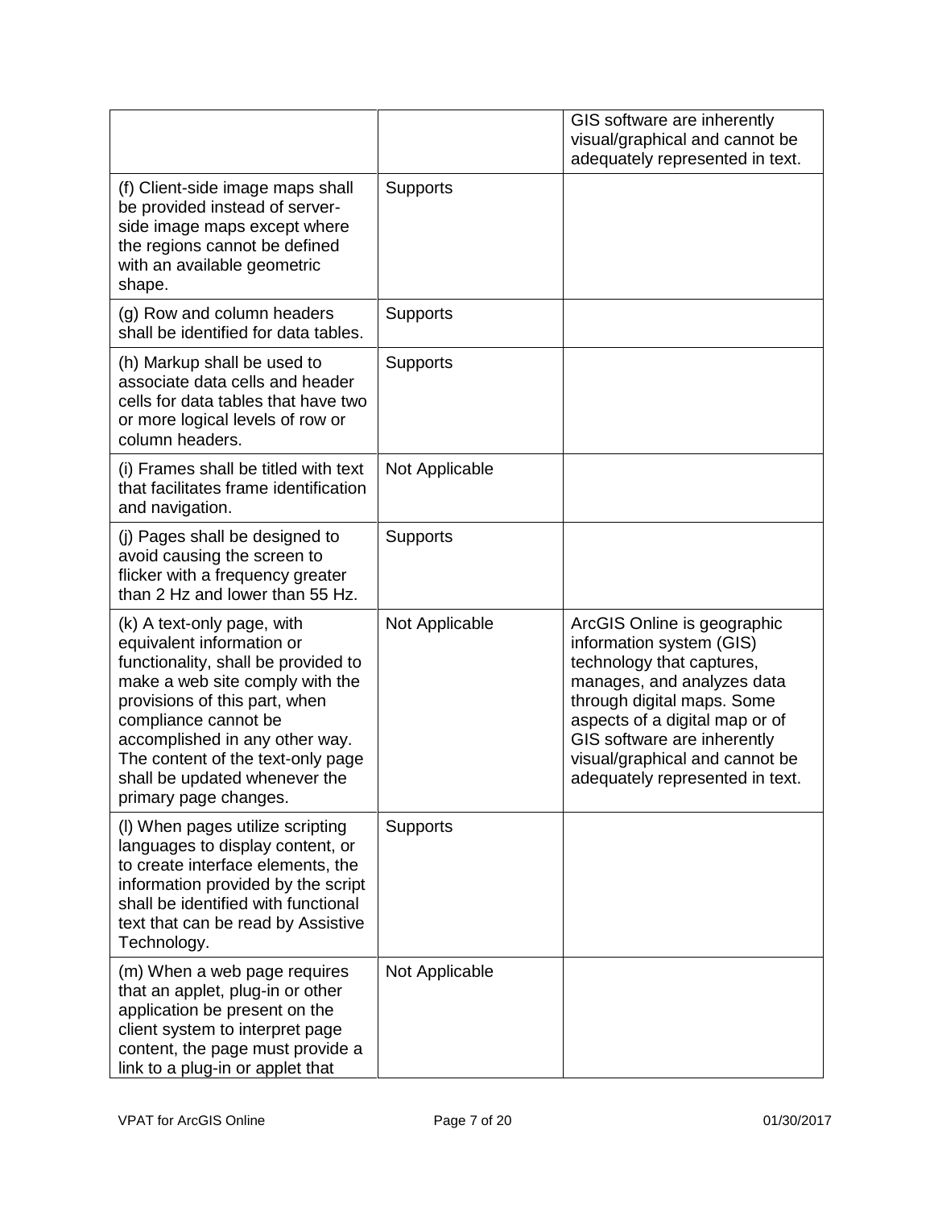| | | |
|---|---|---|
| | | GIS software are inherently visual/graphical and cannot be adequately represented in text. |
| (f) Client-side image maps shall be provided instead of server-side image maps except where the regions cannot be defined with an available geometric shape. | Supports | |
| (g) Row and column headers shall be identified for data tables. | Supports | |
| (h) Markup shall be used to associate data cells and header cells for data tables that have two or more logical levels of row or column headers. | Supports | |
| (i) Frames shall be titled with text that facilitates frame identification and navigation. | Not Applicable | |
| (j) Pages shall be designed to avoid causing the screen to flicker with a frequency greater than 2 Hz and lower than 55 Hz. | Supports | |
| (k) A text-only page, with equivalent information or functionality, shall be provided to make a web site comply with the provisions of this part, when compliance cannot be accomplished in any other way. The content of the text-only page shall be updated whenever the primary page changes. | Not Applicable | ArcGIS Online is geographic information system (GIS) technology that captures, manages, and analyzes data through digital maps. Some aspects of a digital map or of GIS software are inherently visual/graphical and cannot be adequately represented in text. |
| (l) When pages utilize scripting languages to display content, or to create interface elements, the information provided by the script shall be identified with functional text that can be read by Assistive Technology. | Supports | |
| (m) When a web page requires that an applet, plug-in or other application be present on the client system to interpret page content, the page must provide a link to a plug-in or applet that | Not Applicable | |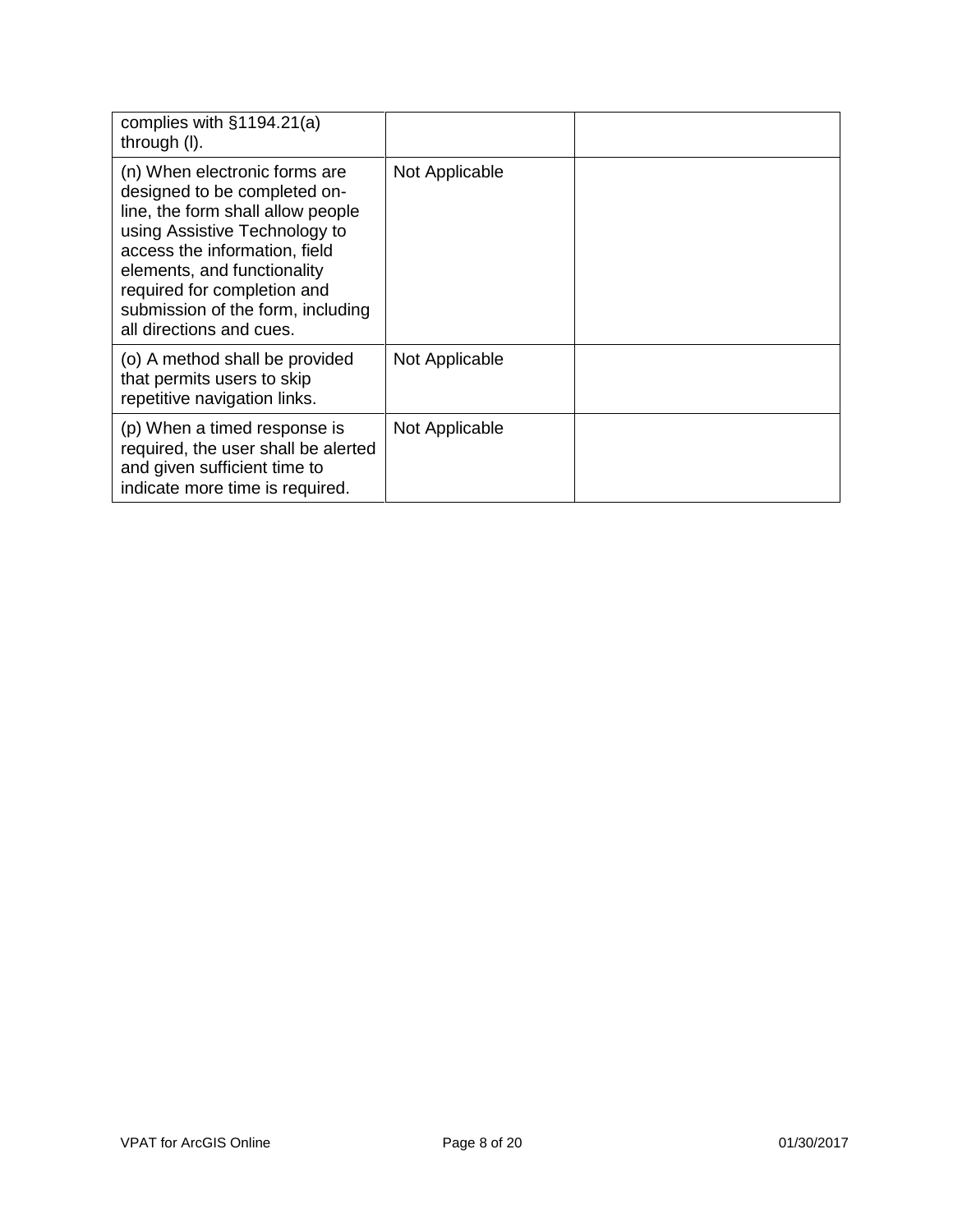| | | |
|---|---|---|
| complies with §1194.21(a) through (l). | | |
| (n) When electronic forms are designed to be completed on-line, the form shall allow people using Assistive Technology to access the information, field elements, and functionality required for completion and submission of the form, including all directions and cues. | Not Applicable | |
| (o) A method shall be provided that permits users to skip repetitive navigation links. | Not Applicable | |
| (p) When a timed response is required, the user shall be alerted and given sufficient time to indicate more time is required. | Not Applicable | |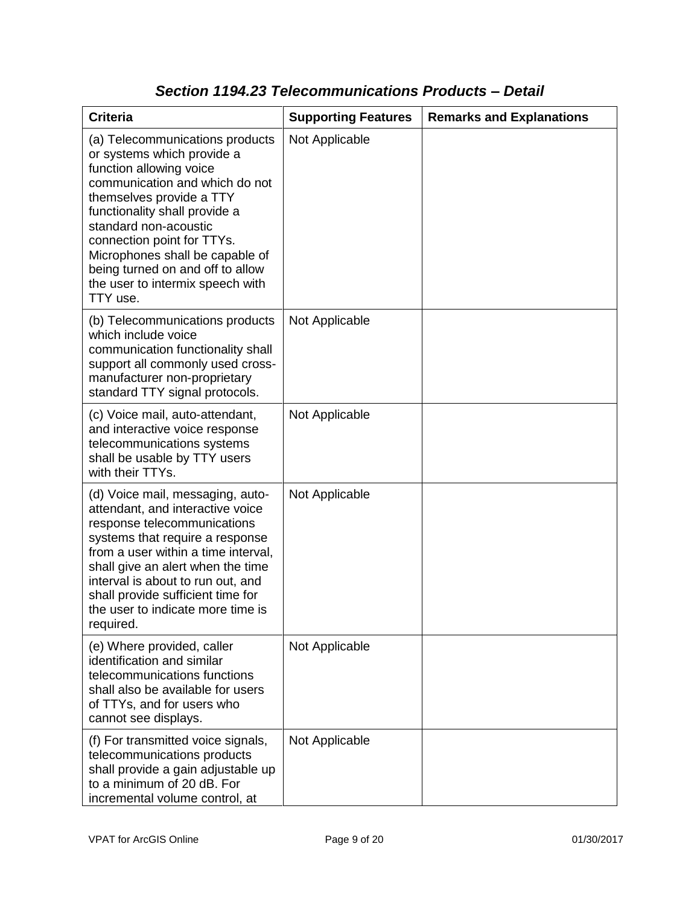## *Section 1194.23 Telecommunications Products – Detail*

| Criteria | Supporting Features | Remarks and Explanations |
|---|---|---|
| (a) Telecommunications products or systems which provide a function allowing voice communication and which do not themselves provide a TTY functionality shall provide a standard non-acoustic connection point for TTYs. Microphones shall be capable of being turned on and off to allow the user to intermix speech with TTY use. | Not Applicable | |
| (b) Telecommunications products which include voice communication functionality shall support all commonly used cross-manufacturer non-proprietary standard TTY signal protocols. | Not Applicable | |
| (c) Voice mail, auto-attendant, and interactive voice response telecommunications systems shall be usable by TTY users with their TTYs. | Not Applicable | |
| (d) Voice mail, messaging, auto-attendant, and interactive voice response telecommunications systems that require a response from a user within a time interval, shall give an alert when the time interval is about to run out, and shall provide sufficient time for the user to indicate more time is required. | Not Applicable | |
| (e) Where provided, caller identification and similar telecommunications functions shall also be available for users of TTYs, and for users who cannot see displays. | Not Applicable | |
| (f) For transmitted voice signals, telecommunications products shall provide a gain adjustable up to a minimum of 20 dB. For incremental volume control, at | Not Applicable | |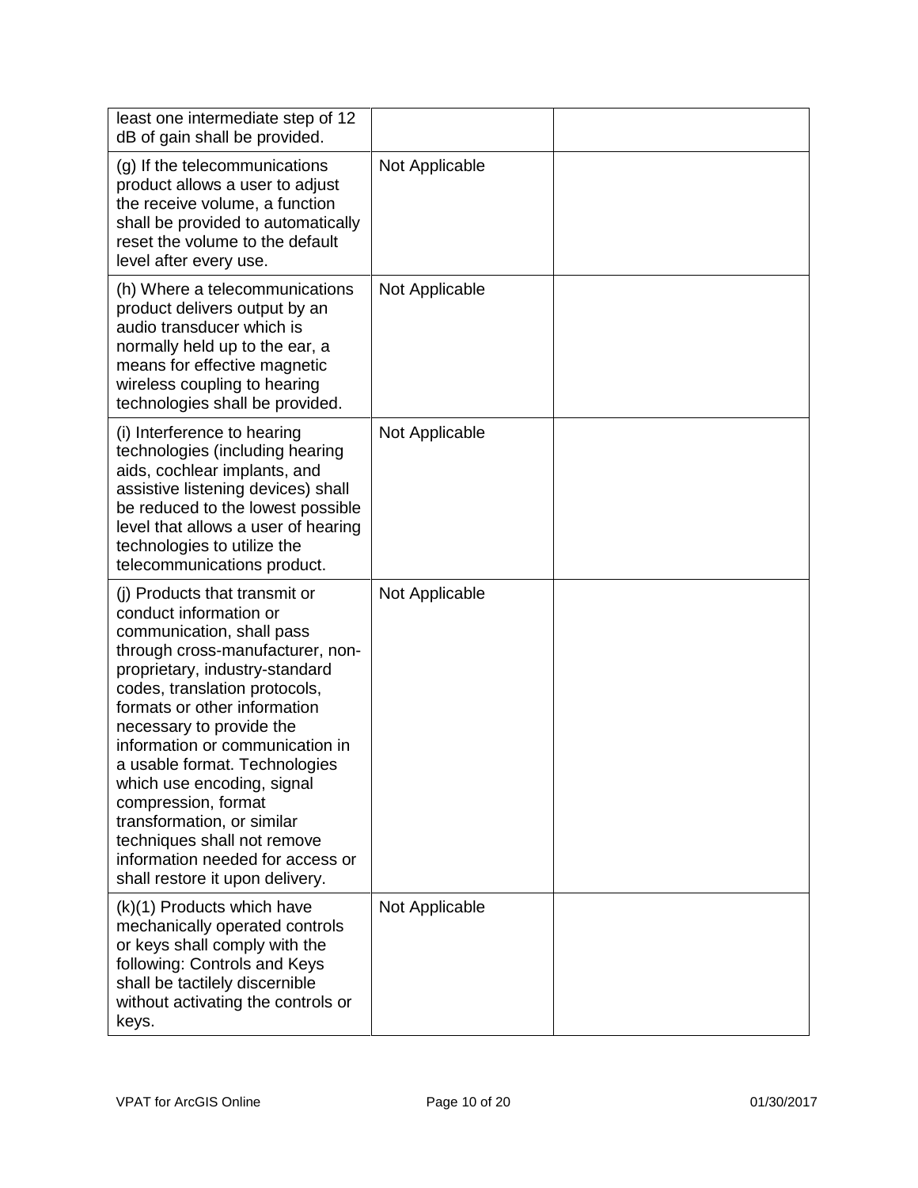| | | |
|---|---|---|
| least one intermediate step of 12 dB of gain shall be provided. | | |
| (g) If the telecommunications product allows a user to adjust the receive volume, a function shall be provided to automatically reset the volume to the default level after every use. | Not Applicable | |
| (h) Where a telecommunications product delivers output by an audio transducer which is normally held up to the ear, a means for effective magnetic wireless coupling to hearing technologies shall be provided. | Not Applicable | |
| (i) Interference to hearing technologies (including hearing aids, cochlear implants, and assistive listening devices) shall be reduced to the lowest possible level that allows a user of hearing technologies to utilize the telecommunications product. | Not Applicable | |
| (j) Products that transmit or conduct information or communication, shall pass through cross-manufacturer, non-proprietary, industry-standard codes, translation protocols, formats or other information necessary to provide the information or communication in a usable format. Technologies which use encoding, signal compression, format transformation, or similar techniques shall not remove information needed for access or shall restore it upon delivery. | Not Applicable | |
| (k)(1) Products which have mechanically operated controls or keys shall comply with the following: Controls and Keys shall be tactilely discernible without activating the controls or keys. | Not Applicable | |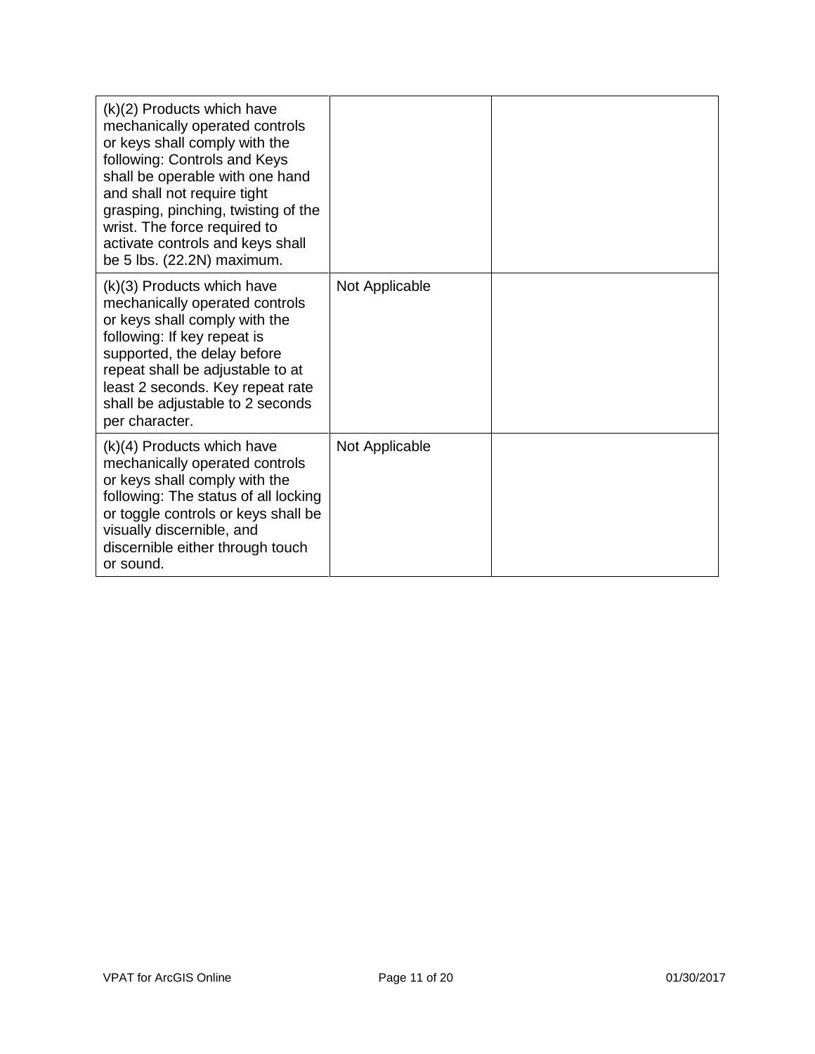| (k)(2) Products which have mechanically operated controls or keys shall comply with the following: Controls and Keys shall be operable with one hand and shall not require tight grasping, pinching, twisting of the wrist. The force required to activate controls and keys shall be 5 lbs. (22.2N) maximum. | | |
|---|---|---|
| (k)(3) Products which have mechanically operated controls or keys shall comply with the following: If key repeat is supported, the delay before repeat shall be adjustable to at least 2 seconds. Key repeat rate shall be adjustable to 2 seconds per character. | Not Applicable | |
| (k)(4) Products which have mechanically operated controls or keys shall comply with the following: The status of all locking or toggle controls or keys shall be visually discernible, and discernible either through touch or sound. | Not Applicable | |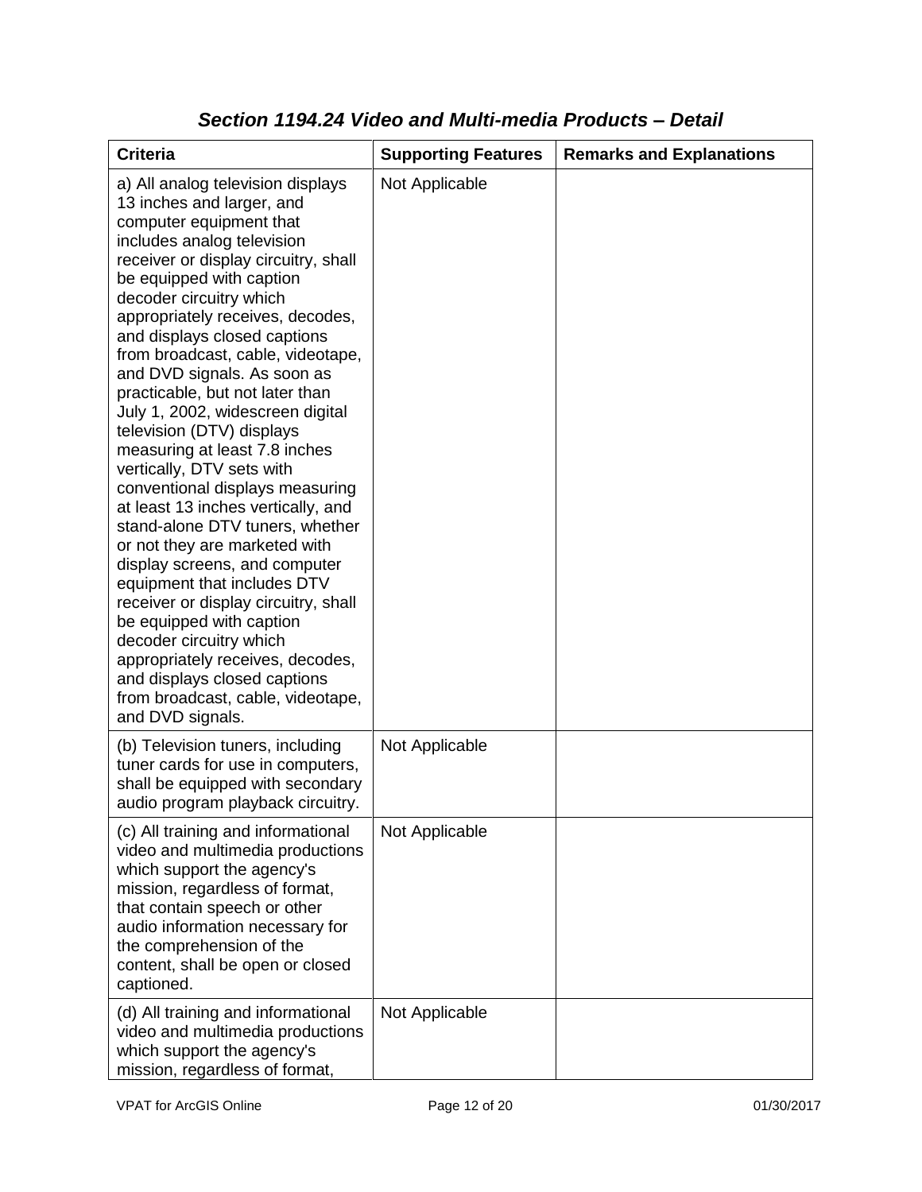### *Section 1194.24 Video and Multi-media Products – Detail*

| Criteria | Supporting Features | Remarks and Explanations |
| --- | --- | --- |
| a) All analog television displays 13 inches and larger, and computer equipment that includes analog television receiver or display circuitry, shall be equipped with caption decoder circuitry which appropriately receives, decodes, and displays closed captions from broadcast, cable, videotape, and DVD signals. As soon as practicable, but not later than July 1, 2002, widescreen digital television (DTV) displays measuring at least 7.8 inches vertically, DTV sets with conventional displays measuring at least 13 inches vertically, and stand-alone DTV tuners, whether or not they are marketed with display screens, and computer equipment that includes DTV receiver or display circuitry, shall be equipped with caption decoder circuitry which appropriately receives, decodes, and displays closed captions from broadcast, cable, videotape, and DVD signals. | Not Applicable | |
| (b) Television tuners, including tuner cards for use in computers, shall be equipped with secondary audio program playback circuitry. | Not Applicable | |
| (c) All training and informational video and multimedia productions which support the agency's mission, regardless of format, that contain speech or other audio information necessary for the comprehension of the content, shall be open or closed captioned. | Not Applicable | |
| (d) All training and informational video and multimedia productions which support the agency's mission, regardless of format, | Not Applicable | |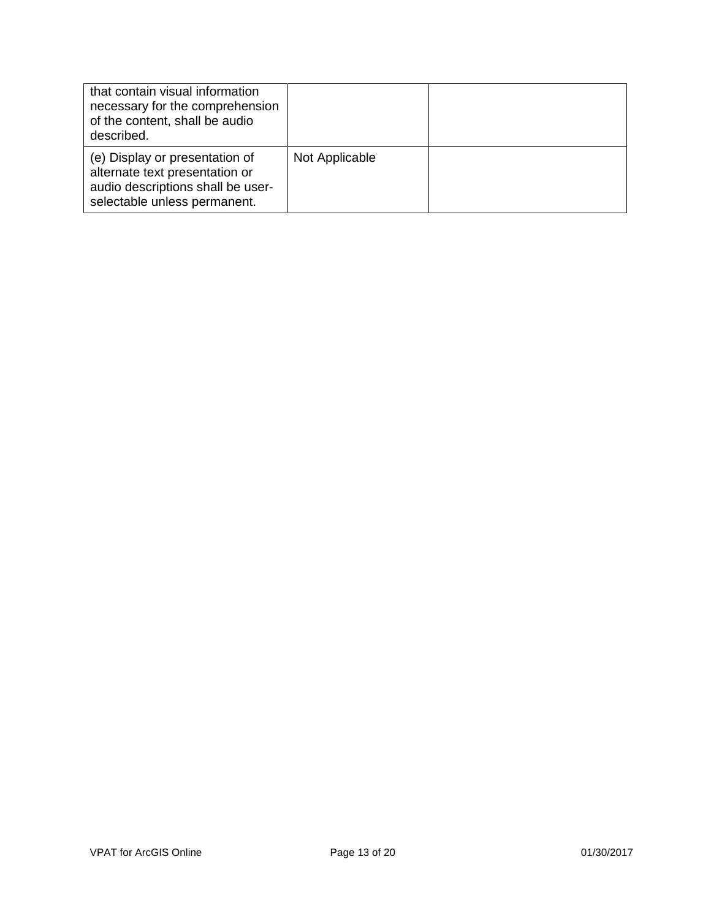| | | |
|---|---|---|
| that contain visual information necessary for the comprehension of the content, shall be audio described. | | |
| (e) Display or presentation of alternate text presentation or audio descriptions shall be user-selectable unless permanent. | Not Applicable | |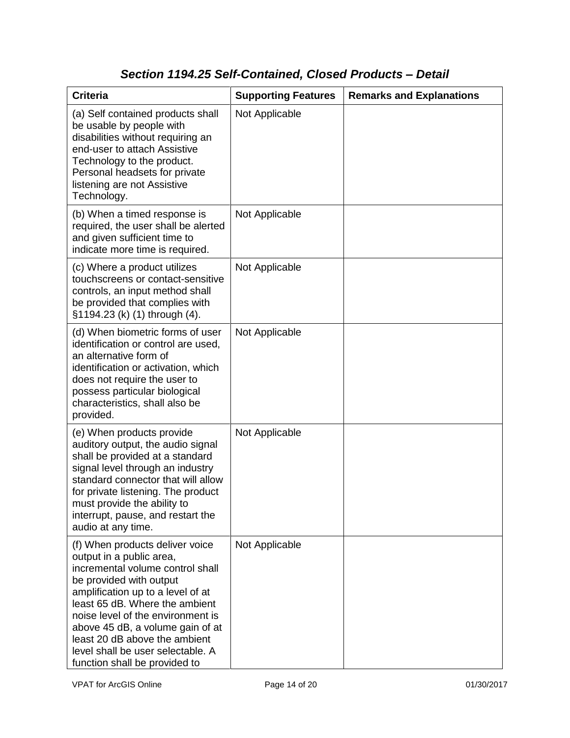### *Section 1194.25 Self-Contained, Closed Products – Detail*

| Criteria | Supporting Features | Remarks and Explanations |
| --- | --- | --- |
| (a) Self contained products shall be usable by people with disabilities without requiring an end-user to attach Assistive Technology to the product. Personal headsets for private listening are not Assistive Technology. | Not Applicable | |
| (b) When a timed response is required, the user shall be alerted and given sufficient time to indicate more time is required. | Not Applicable | |
| (c) Where a product utilizes touchscreens or contact-sensitive controls, an input method shall be provided that complies with §1194.23 (k) (1) through (4). | Not Applicable | |
| (d) When biometric forms of user identification or control are used, an alternative form of identification or activation, which does not require the user to possess particular biological characteristics, shall also be provided. | Not Applicable | |
| (e) When products provide auditory output, the audio signal shall be provided at a standard signal level through an industry standard connector that will allow for private listening. The product must provide the ability to interrupt, pause, and restart the audio at any time. | Not Applicable | |
| (f) When products deliver voice output in a public area, incremental volume control shall be provided with output amplification up to a level of at least 65 dB. Where the ambient noise level of the environment is above 45 dB, a volume gain of at least 20 dB above the ambient level shall be user selectable. A function shall be provided to | Not Applicable | |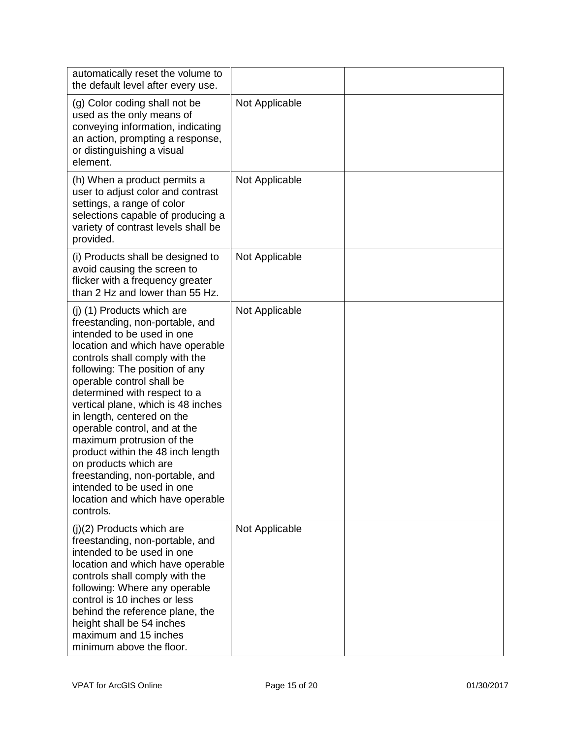| | | |
|---|---|---|
| automatically reset the volume to the default level after every use. | | |
| (g) Color coding shall not be used as the only means of conveying information, indicating an action, prompting a response, or distinguishing a visual element. | Not Applicable | |
| (h) When a product permits a user to adjust color and contrast settings, a range of color selections capable of producing a variety of contrast levels shall be provided. | Not Applicable | |
| (i) Products shall be designed to avoid causing the screen to flicker with a frequency greater than 2 Hz and lower than 55 Hz. | Not Applicable | |
| (j) (1) Products which are freestanding, non-portable, and intended to be used in one location and which have operable controls shall comply with the following: The position of any operable control shall be determined with respect to a vertical plane, which is 48 inches in length, centered on the operable control, and at the maximum protrusion of the product within the 48 inch length on products which are freestanding, non-portable, and intended to be used in one location and which have operable controls. | Not Applicable | |
| (j)(2) Products which are freestanding, non-portable, and intended to be used in one location and which have operable controls shall comply with the following: Where any operable control is 10 inches or less behind the reference plane, the height shall be 54 inches maximum and 15 inches minimum above the floor. | Not Applicable | |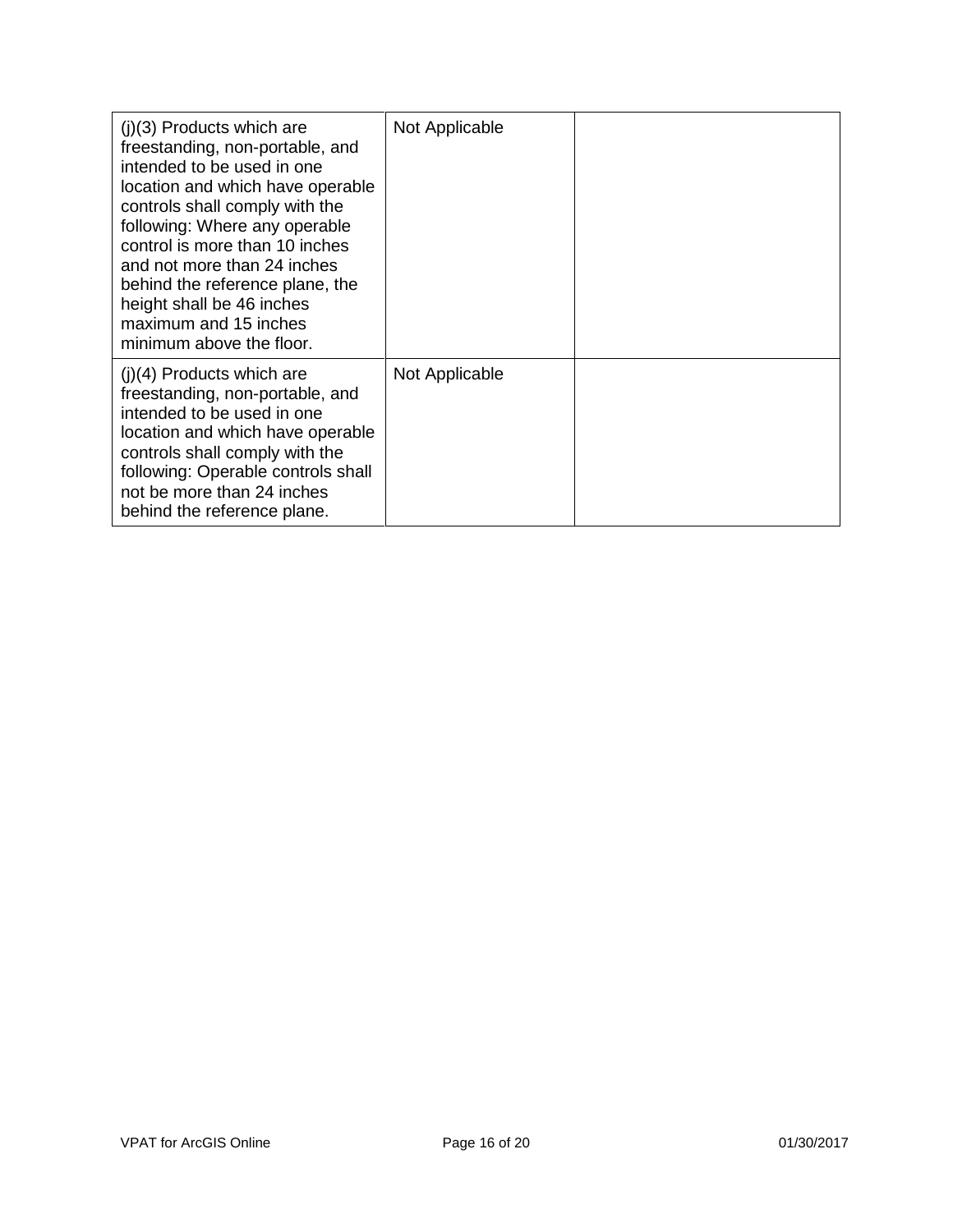| (j)(3) Products which are freestanding, non-portable, and intended to be used in one location and which have operable controls shall comply with the following: Where any operable control is more than 10 inches and not more than 24 inches behind the reference plane, the height shall be 46 inches maximum and 15 inches minimum above the floor. | Not Applicable | |
|---|---|---|
| (j)(4) Products which are freestanding, non-portable, and intended to be used in one location and which have operable controls shall comply with the following: Operable controls shall not be more than 24 inches behind the reference plane. | Not Applicable | |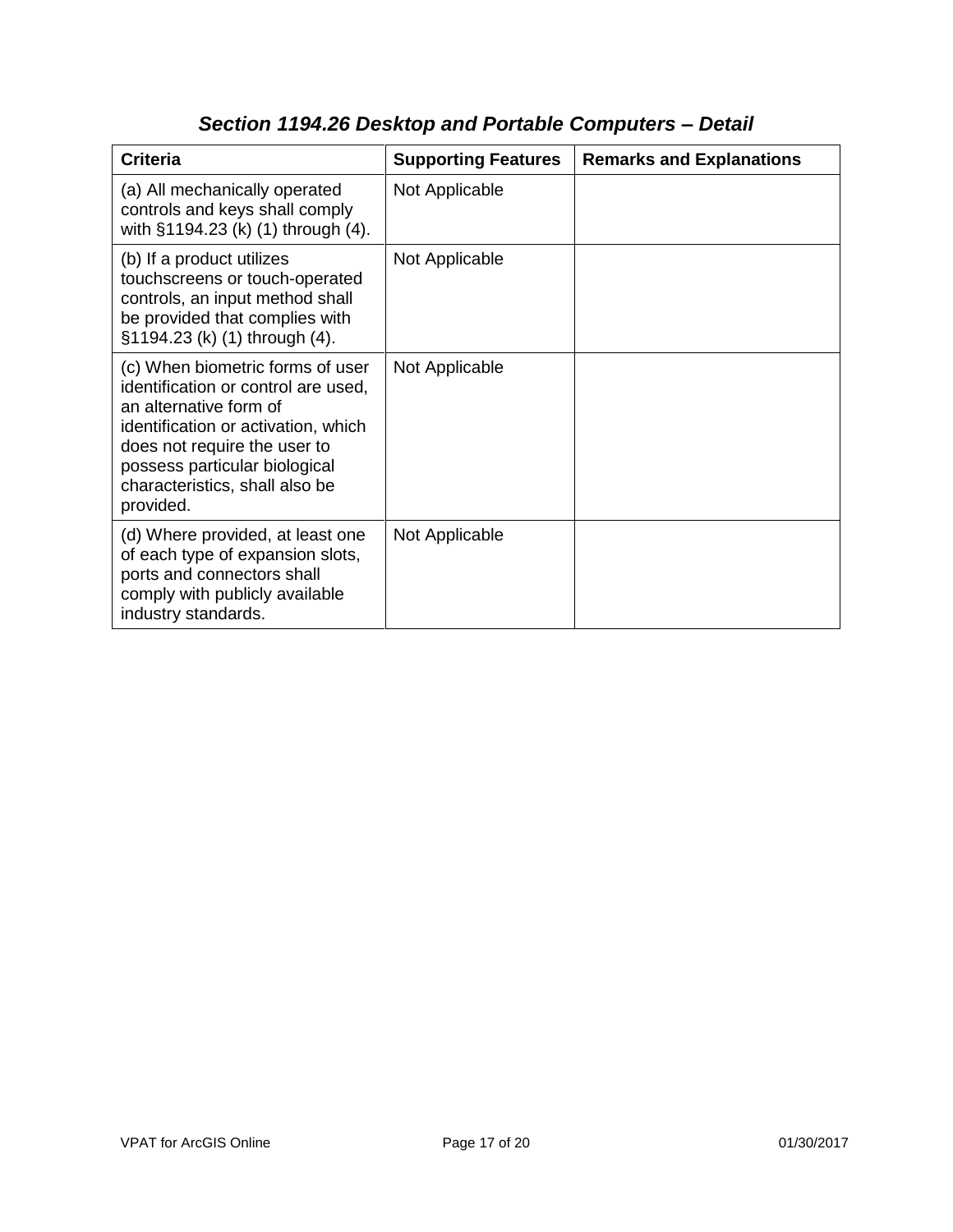## *Section 1194.26 Desktop and Portable Computers – Detail*

| Criteria | Supporting Features | Remarks and Explanations |
| --- | --- | --- |
| (a) All mechanically operated controls and keys shall comply with §1194.23 (k) (1) through (4). | Not Applicable | |
| (b) If a product utilizes touchscreens or touch-operated controls, an input method shall be provided that complies with §1194.23 (k) (1) through (4). | Not Applicable | |
| (c) When biometric forms of user identification or control are used, an alternative form of identification or activation, which does not require the user to possess particular biological characteristics, shall also be provided. | Not Applicable | |
| (d) Where provided, at least one of each type of expansion slots, ports and connectors shall comply with publicly available industry standards. | Not Applicable | |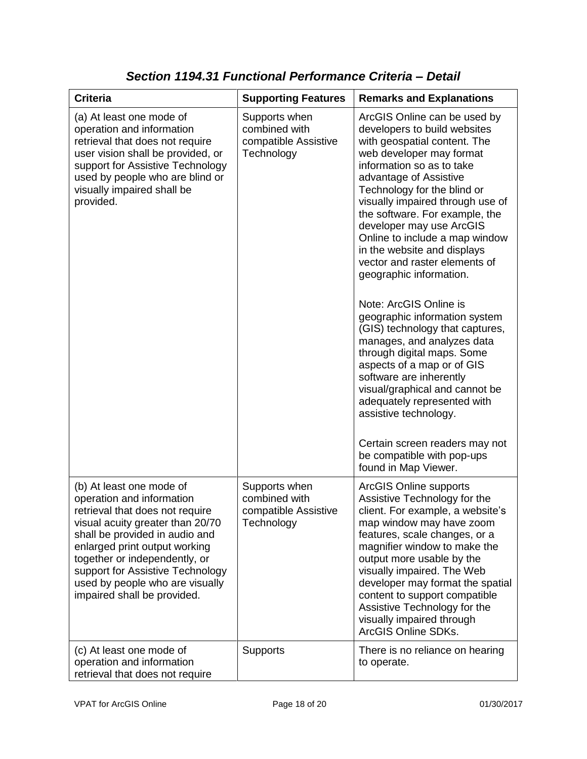### *Section 1194.31 Functional Performance Criteria – Detail*

| Criteria | Supporting Features | Remarks and Explanations |
|---|---|---|
| (a) At least one mode of operation and information retrieval that does not require user vision shall be provided, or support for Assistive Technology used by people who are blind or visually impaired shall be provided. | Supports when combined with compatible Assistive Technology | ArcGIS Online can be used by developers to build websites with geospatial content. The web developer may format information so as to take advantage of Assistive Technology for the blind or visually impaired through use of the software. For example, the developer may use ArcGIS Online to include a map window in the website and displays vector and raster elements of geographic information.<br><br>Note: ArcGIS Online is geographic information system (GIS) technology that captures, manages, and analyzes data through digital maps. Some aspects of a map or of GIS software are inherently visual/graphical and cannot be adequately represented with assistive technology.<br><br>Certain screen readers may not be compatible with pop-ups found in Map Viewer. |
| (b) At least one mode of operation and information retrieval that does not require visual acuity greater than 20/70 shall be provided in audio and enlarged print output working together or independently, or support for Assistive Technology used by people who are visually impaired shall be provided. | Supports when combined with compatible Assistive Technology | ArcGIS Online supports Assistive Technology for the client. For example, a website's map window may have zoom features, scale changes, or a magnifier window to make the output more usable by the visually impaired. The Web developer may format the spatial content to support compatible Assistive Technology for the visually impaired through ArcGIS Online SDKs. |
| (c) At least one mode of operation and information retrieval that does not require | Supports | There is no reliance on hearing to operate. |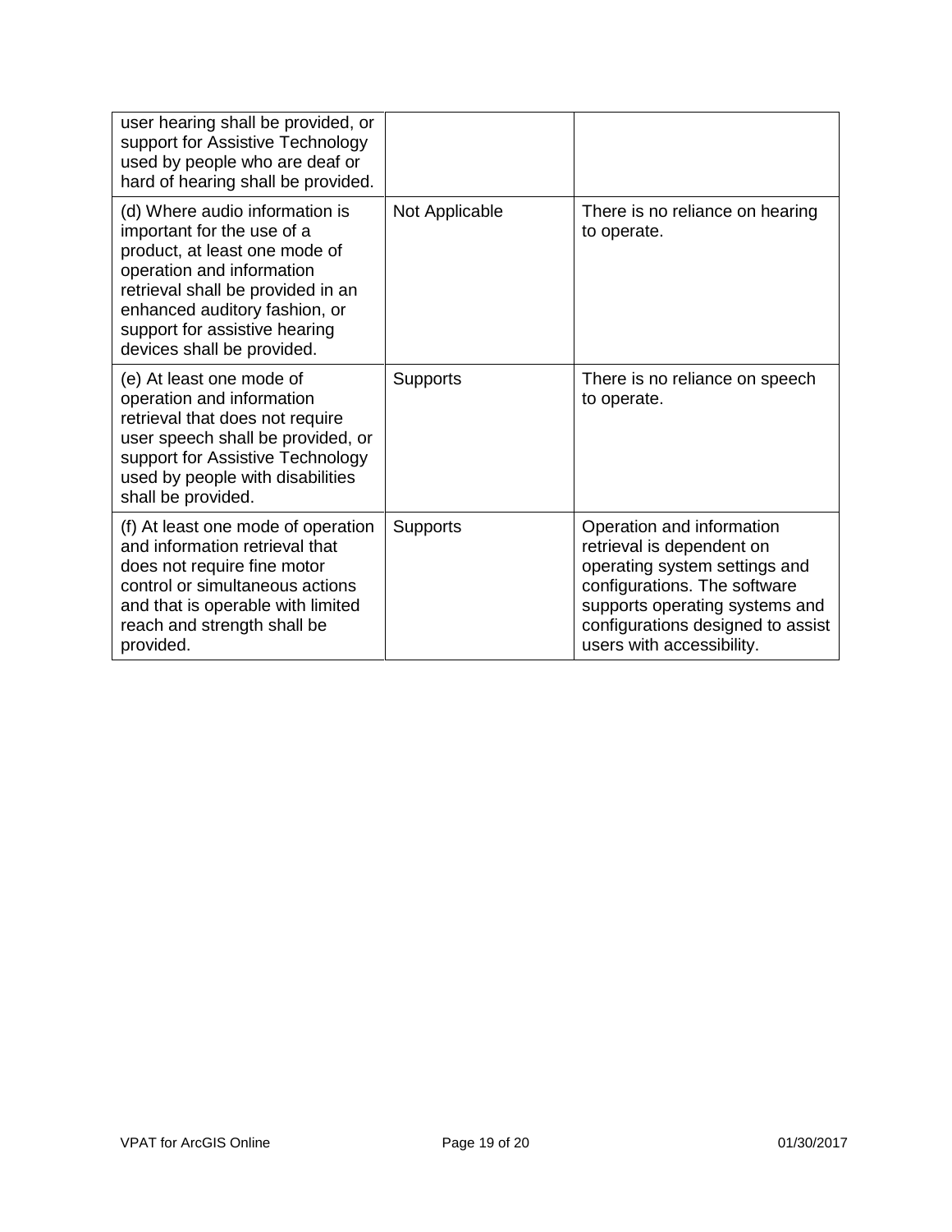| | | |
|---|---|---|
| user hearing shall be provided, or support for Assistive Technology used by people who are deaf or hard of hearing shall be provided. | | |
| (d) Where audio information is important for the use of a product, at least one mode of operation and information retrieval shall be provided in an enhanced auditory fashion, or support for assistive hearing devices shall be provided. | Not Applicable | There is no reliance on hearing to operate. |
| (e) At least one mode of operation and information retrieval that does not require user speech shall be provided, or support for Assistive Technology used by people with disabilities shall be provided. | Supports | There is no reliance on speech to operate. |
| (f) At least one mode of operation and information retrieval that does not require fine motor control or simultaneous actions and that is operable with limited reach and strength shall be provided. | Supports | Operation and information retrieval is dependent on operating system settings and configurations. The software supports operating systems and configurations designed to assist users with accessibility. |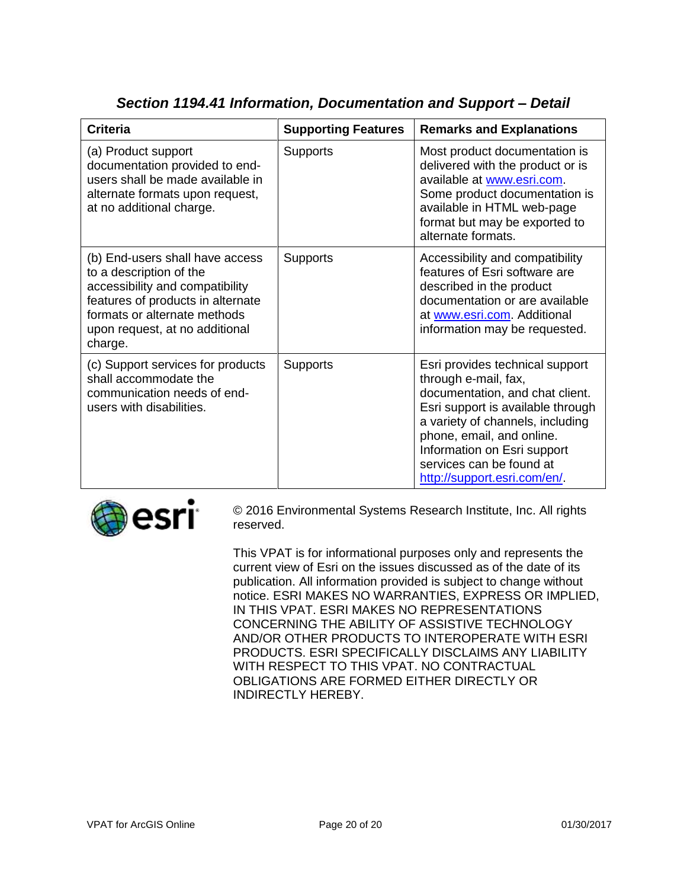### *Section 1194.41 Information, Documentation and Support – Detail*

| Criteria | Supporting Features | Remarks and Explanations |
|---|---|---|
| (a) Product support documentation provided to end-users shall be made available in alternate formats upon request, at no additional charge. | Supports | Most product documentation is delivered with the product or is available at www.esri.com. Some product documentation is available in HTML web-page format but may be exported to alternate formats. |
| (b) End-users shall have access to a description of the accessibility and compatibility features of products in alternate formats or alternate methods upon request, at no additional charge. | Supports | Accessibility and compatibility features of Esri software are described in the product documentation or are available at www.esri.com. Additional information may be requested. |
| (c) Support services for products shall accommodate the communication needs of end-users with disabilities. | Supports | Esri provides technical support through e-mail, fax, documentation, and chat client. Esri support is available through a variety of channels, including phone, email, and online. Information on Esri support services can be found at http://support.esri.com/en/. |

esri

© 2016 Environmental Systems Research Institute, Inc. All rights reserved.

This VPAT is for informational purposes only and represents the current view of Esri on the issues discussed as of the date of its publication. All information provided is subject to change without notice. ESRI MAKES NO WARRANTIES, EXPRESS OR IMPLIED, IN THIS VPAT. ESRI MAKES NO REPRESENTATIONS CONCERNING THE ABILITY OF ASSISTIVE TECHNOLOGY AND/OR OTHER PRODUCTS TO INTEROPERATE WITH ESRI PRODUCTS. ESRI SPECIFICALLY DISCLAIMS ANY LIABILITY WITH RESPECT TO THIS VPAT. NO CONTRACTUAL OBLIGATIONS ARE FORMED EITHER DIRECTLY OR INDIRECTLY HEREBY.